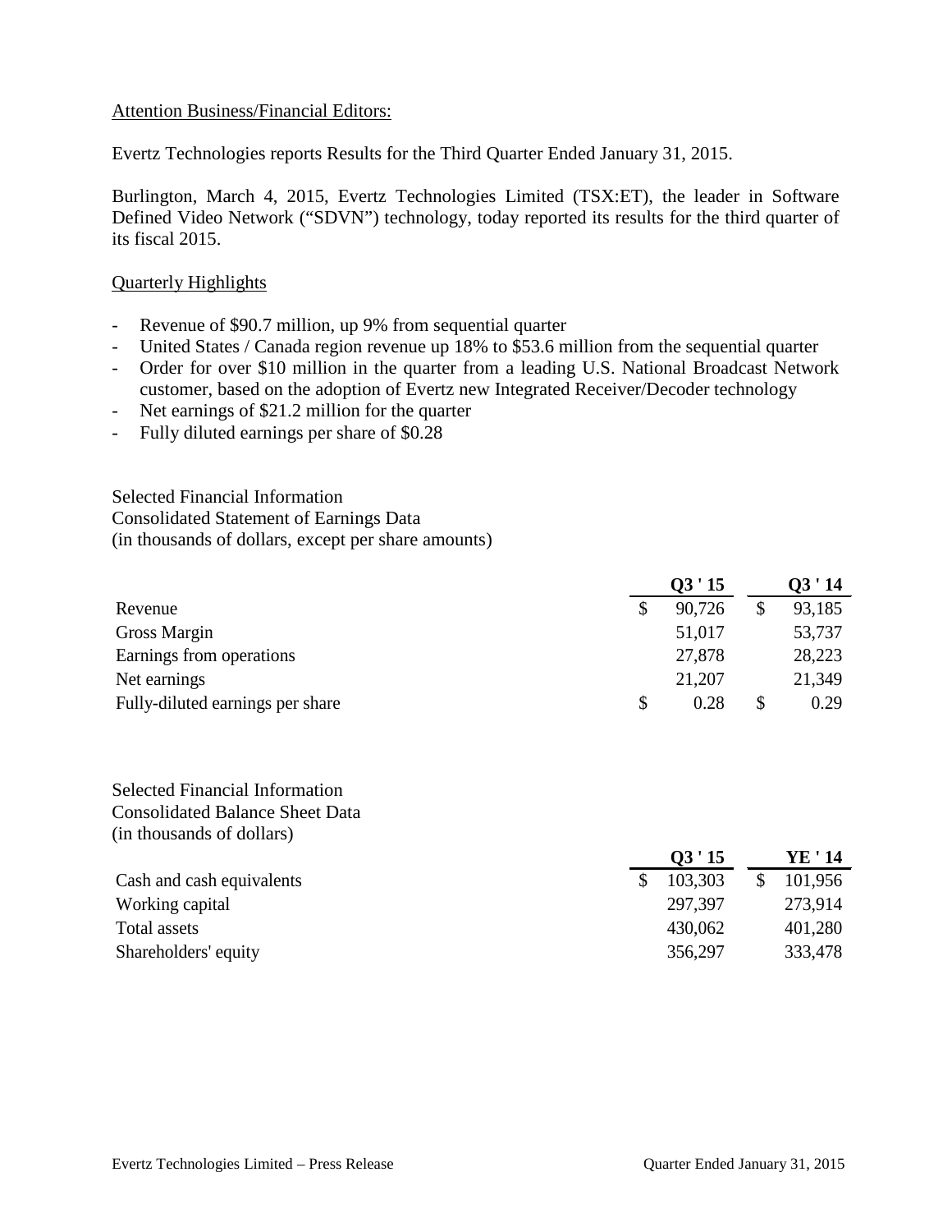Attention Business/Financial Editors:

Evertz Technologies reports Results for the Third Quarter Ended January 31, 2015.

Burlington, March 4, 2015, Evertz Technologies Limited (TSX:ET), the leader in Software Defined Video Network ("SDVN") technology, today reported its results for the third quarter of its fiscal 2015.

Quarterly Highlights

- Revenue of $90.7 million, up 9% from sequential quarter
- United States / Canada region revenue up 18% to $53.6 million from the sequential quarter
- Order for over $10 million in the quarter from a leading U.S. National Broadcast Network customer, based on the adoption of Evertz new Integrated Receiver/Decoder technology
- Net earnings of $21.2 million for the quarter
- Fully diluted earnings per share of $0.28

Selected Financial Information
Consolidated Statement of Earnings Data
(in thousands of dollars, except per share amounts)

| | Q3 ' 15 | Q3 ' 14 |
|---|---|---|
| Revenue | $ 90,726 | $ 93,185 |
| Gross Margin | 51,017 | 53,737 |
| Earnings from operations | 27,878 | 28,223 |
| Net earnings | 21,207 | 21,349 |
| Fully-diluted earnings per share | $ 0.28 | $ 0.29 |

Selected Financial Information
Consolidated Balance Sheet Data
(in thousands of dollars)

| | Q3 ' 15 | YE ' 14 |
|---|---|---|
| Cash and cash equivalents | $ 103,303 | $ 101,956 |
| Working capital | 297,397 | 273,914 |
| Total assets | 430,062 | 401,280 |
| Shareholders' equity | 356,297 | 333,478 |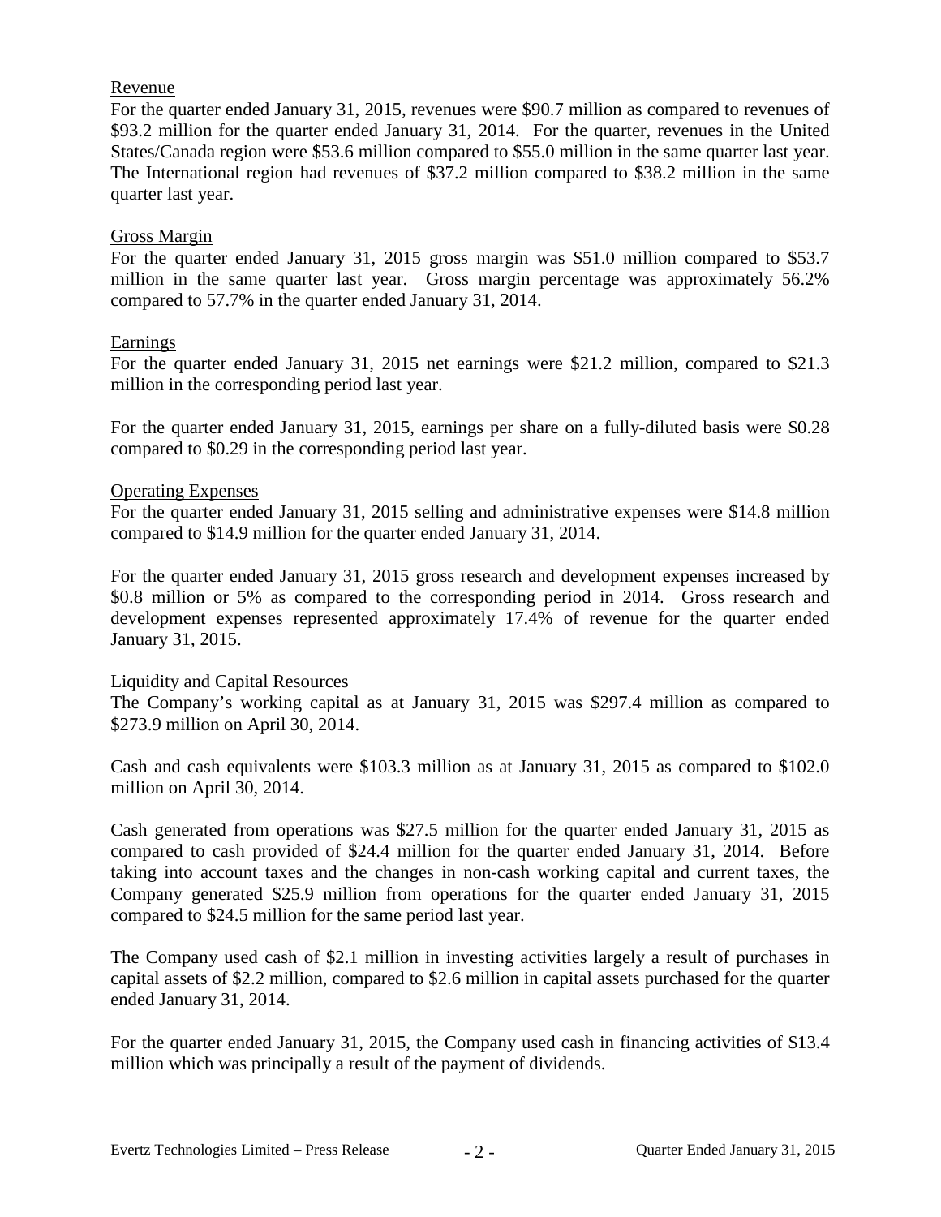## Revenue

For the quarter ended January 31, 2015, revenues were $90.7 million as compared to revenues of $93.2 million for the quarter ended January 31, 2014. For the quarter, revenues in the United States/Canada region were $53.6 million compared to $55.0 million in the same quarter last year. The International region had revenues of $37.2 million compared to $38.2 million in the same quarter last year.

## Gross Margin

For the quarter ended January 31, 2015 gross margin was $51.0 million compared to $53.7 million in the same quarter last year. Gross margin percentage was approximately 56.2% compared to 57.7% in the quarter ended January 31, 2014.

## Earnings

For the quarter ended January 31, 2015 net earnings were $21.2 million, compared to $21.3 million in the corresponding period last year.

For the quarter ended January 31, 2015, earnings per share on a fully-diluted basis were $0.28 compared to $0.29 in the corresponding period last year.

## Operating Expenses

For the quarter ended January 31, 2015 selling and administrative expenses were $14.8 million compared to $14.9 million for the quarter ended January 31, 2014.

For the quarter ended January 31, 2015 gross research and development expenses increased by $0.8 million or 5% as compared to the corresponding period in 2014. Gross research and development expenses represented approximately 17.4% of revenue for the quarter ended January 31, 2015.

## Liquidity and Capital Resources

The Company's working capital as at January 31, 2015 was $297.4 million as compared to $273.9 million on April 30, 2014.

Cash and cash equivalents were $103.3 million as at January 31, 2015 as compared to $102.0 million on April 30, 2014.

Cash generated from operations was $27.5 million for the quarter ended January 31, 2015 as compared to cash provided of $24.4 million for the quarter ended January 31, 2014. Before taking into account taxes and the changes in non-cash working capital and current taxes, the Company generated $25.9 million from operations for the quarter ended January 31, 2015 compared to $24.5 million for the same period last year.

The Company used cash of $2.1 million in investing activities largely a result of purchases in capital assets of $2.2 million, compared to $2.6 million in capital assets purchased for the quarter ended January 31, 2014.

For the quarter ended January 31, 2015, the Company used cash in financing activities of $13.4 million which was principally a result of the payment of dividends.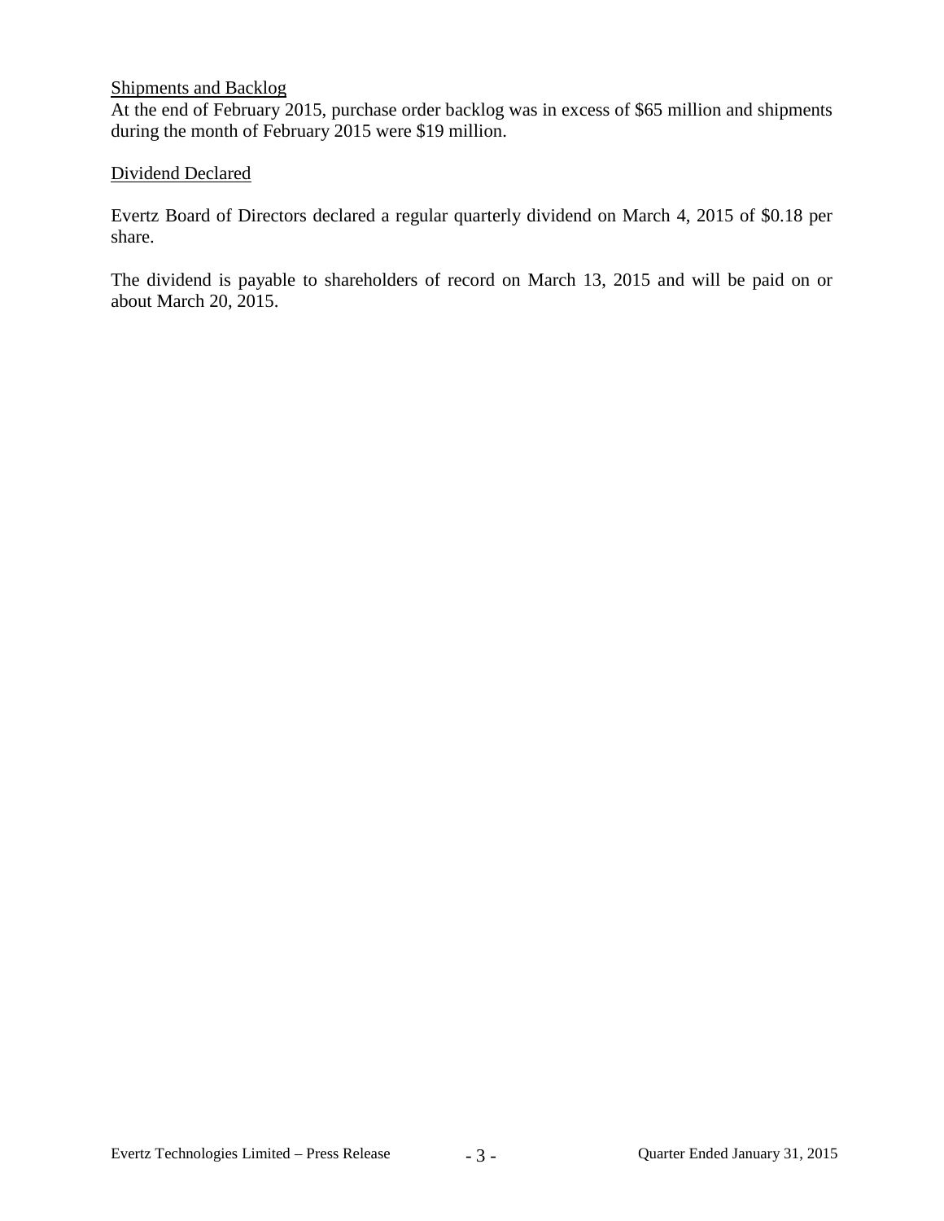<u>Shipments and Backlog</u>

At the end of February 2015, purchase order backlog was in excess of $65 million and shipments during the month of February 2015 were $19 million.

<u>Dividend Declared</u>

Evertz Board of Directors declared a regular quarterly dividend on March 4, 2015 of $0.18 per share.

The dividend is payable to shareholders of record on March 13, 2015 and will be paid on or about March 20, 2015.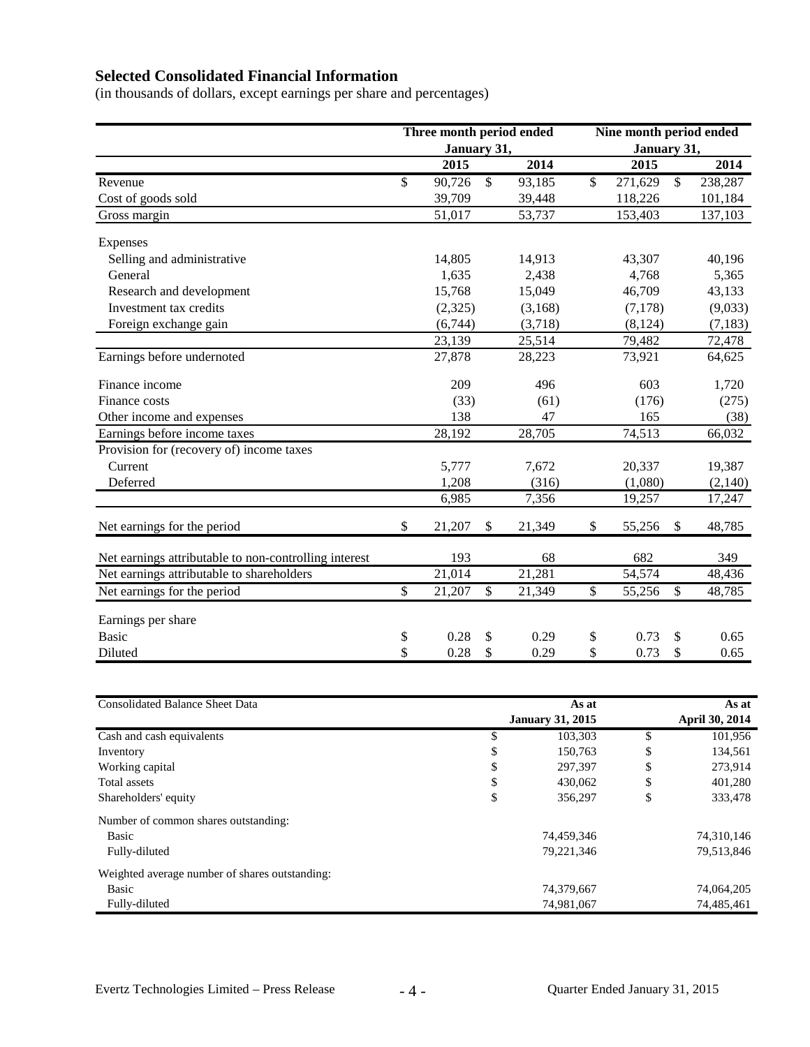## Selected Consolidated Financial Information

(in thousands of dollars, except earnings per share and percentages)

| | Three month period ended January 31, | | Nine month period ended January 31, | |
|---|---|---|---|---|
| | 2015 | 2014 | 2015 | 2014 |
| Revenue | $ 90,726 | $ 93,185 | $ 271,629 | $ 238,287 |
| Cost of goods sold | 39,709 | 39,448 | 118,226 | 101,184 |
| Gross margin | 51,017 | 53,737 | 153,403 | 137,103 |
| Expenses | | | | |
| Selling and administrative | 14,805 | 14,913 | 43,307 | 40,196 |
| General | 1,635 | 2,438 | 4,768 | 5,365 |
| Research and development | 15,768 | 15,049 | 46,709 | 43,133 |
| Investment tax credits | (2,325) | (3,168) | (7,178) | (9,033) |
| Foreign exchange gain | (6,744) | (3,718) | (8,124) | (7,183) |
| | 23,139 | 25,514 | 79,482 | 72,478 |
| Earnings before undernoted | 27,878 | 28,223 | 73,921 | 64,625 |
| Finance income | 209 | 496 | 603 | 1,720 |
| Finance costs | (33) | (61) | (176) | (275) |
| Other income and expenses | 138 | 47 | 165 | (38) |
| Earnings before income taxes | 28,192 | 28,705 | 74,513 | 66,032 |
| Provision for (recovery of) income taxes | | | | |
| Current | 5,777 | 7,672 | 20,337 | 19,387 |
| Deferred | 1,208 | (316) | (1,080) | (2,140) |
| | 6,985 | 7,356 | 19,257 | 17,247 |
| Net earnings for the period | $ 21,207 | $ 21,349 | $ 55,256 | $ 48,785 |
| Net earnings attributable to non-controlling interest | 193 | 68 | 682 | 349 |
| Net earnings attributable to shareholders | 21,014 | 21,281 | 54,574 | 48,436 |
| Net earnings for the period | $ 21,207 | $ 21,349 | $ 55,256 | $ 48,785 |
| Earnings per share | | | | |
| Basic | $ 0.28 | $ 0.29 | $ 0.73 | $ 0.65 |
| Diluted | $ 0.28 | $ 0.29 | $ 0.73 | $ 0.65 |

| Consolidated Balance Sheet Data | As at January 31, 2015 | As at April 30, 2014 |
|---|---|---|
| Cash and cash equivalents | $ 103,303 | $ 101,956 |
| Inventory | $ 150,763 | $ 134,561 |
| Working capital | $ 297,397 | $ 273,914 |
| Total assets | $ 430,062 | $ 401,280 |
| Shareholders' equity | $ 356,297 | $ 333,478 |
| Number of common shares outstanding: | | |
| Basic | 74,459,346 | 74,310,146 |
| Fully-diluted | 79,221,346 | 79,513,846 |
| Weighted average number of shares outstanding: | | |
| Basic | 74,379,667 | 74,064,205 |
| Fully-diluted | 74,981,067 | 74,485,461 |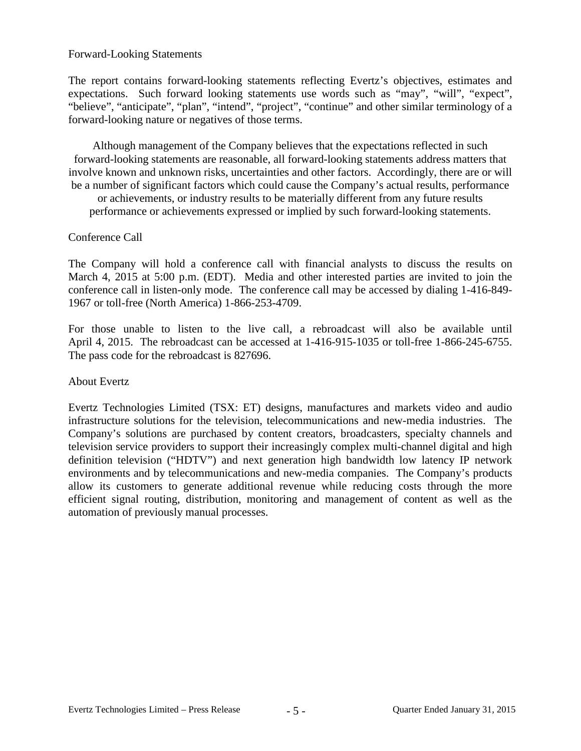## Forward-Looking Statements

The report contains forward-looking statements reflecting Evertz's objectives, estimates and expectations. Such forward looking statements use words such as "may", "will", "expect", "believe", "anticipate", "plan", "intend", "project", "continue" and other similar terminology of a forward-looking nature or negatives of those terms.

Although management of the Company believes that the expectations reflected in such forward-looking statements are reasonable, all forward-looking statements address matters that involve known and unknown risks, uncertainties and other factors. Accordingly, there are or will be a number of significant factors which could cause the Company's actual results, performance or achievements, or industry results to be materially different from any future results performance or achievements expressed or implied by such forward-looking statements.

## Conference Call

The Company will hold a conference call with financial analysts to discuss the results on March 4, 2015 at 5:00 p.m. (EDT). Media and other interested parties are invited to join the conference call in listen-only mode. The conference call may be accessed by dialing 1-416-849-1967 or toll-free (North America) 1-866-253-4709.

For those unable to listen to the live call, a rebroadcast will also be available until April 4, 2015. The rebroadcast can be accessed at 1-416-915-1035 or toll-free 1-866-245-6755. The pass code for the rebroadcast is 827696.

## About Evertz

Evertz Technologies Limited (TSX: ET) designs, manufactures and markets video and audio infrastructure solutions for the television, telecommunications and new-media industries. The Company's solutions are purchased by content creators, broadcasters, specialty channels and television service providers to support their increasingly complex multi-channel digital and high definition television ("HDTV") and next generation high bandwidth low latency IP network environments and by telecommunications and new-media companies. The Company's products allow its customers to generate additional revenue while reducing costs through the more efficient signal routing, distribution, monitoring and management of content as well as the automation of previously manual processes.